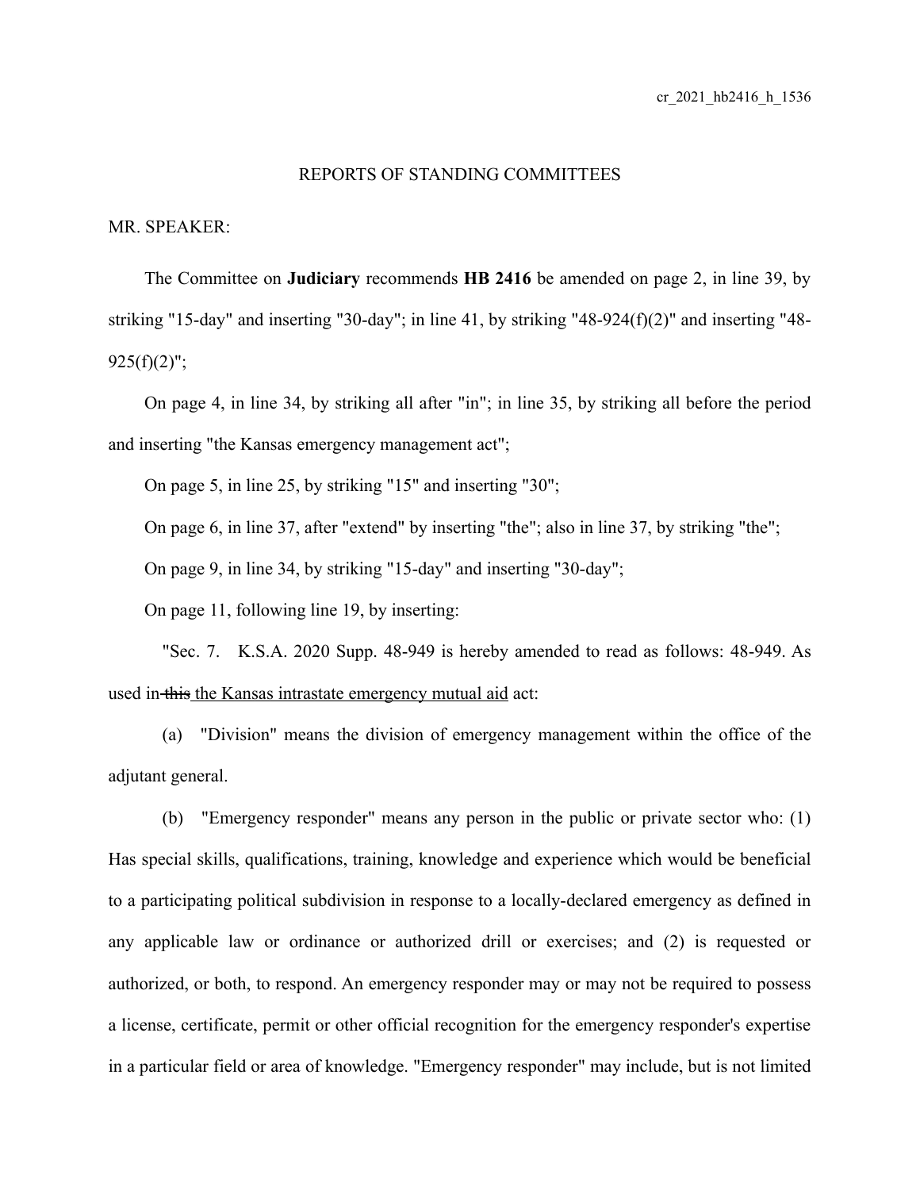# REPORTS OF STANDING COMMITTEES

MR. SPEAKER:

The Committee on **Judiciary** recommends **HB 2416** be amended on page 2, in line 39, by striking "15-day" and inserting "30-day"; in line 41, by striking "48-924(f)(2)" and inserting "48-925(f)(2)";

On page 4, in line 34, by striking all after "in"; in line 35, by striking all before the period and inserting "the Kansas emergency management act";

On page 5, in line 25, by striking "15" and inserting "30";

On page 6, in line 37, after "extend" by inserting "the"; also in line 37, by striking "the";

On page 9, in line 34, by striking "15-day" and inserting "30-day";

On page 11, following line 19, by inserting:

"Sec. 7. K.S.A. 2020 Supp. 48-949 is hereby amended to read as follows: 48-949. As used in ~~this~~ <u>the Kansas intrastate emergency mutual aid</u> act:

(a) "Division" means the division of emergency management within the office of the adjutant general.

(b) "Emergency responder" means any person in the public or private sector who: (1) Has special skills, qualifications, training, knowledge and experience which would be beneficial to a participating political subdivision in response to a locally-declared emergency as defined in any applicable law or ordinance or authorized drill or exercises; and (2) is requested or authorized, or both, to respond. An emergency responder may or may not be required to possess a license, certificate, permit or other official recognition for the emergency responder's expertise in a particular field or area of knowledge. "Emergency responder" may include, but is not limited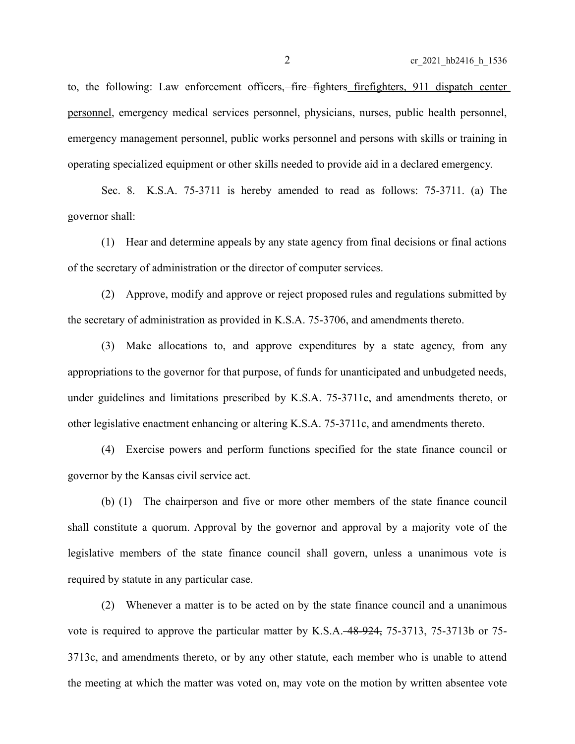to, the following: Law enforcement officers, ~~fire fighters~~ firefighters, 911 dispatch center personnel, emergency medical services personnel, physicians, nurses, public health personnel, emergency management personnel, public works personnel and persons with skills or training in operating specialized equipment or other skills needed to provide aid in a declared emergency.

Sec. 8. K.S.A. 75-3711 is hereby amended to read as follows: 75-3711. (a) The governor shall:

(1) Hear and determine appeals by any state agency from final decisions or final actions of the secretary of administration or the director of computer services.

(2) Approve, modify and approve or reject proposed rules and regulations submitted by the secretary of administration as provided in K.S.A. 75-3706, and amendments thereto.

(3) Make allocations to, and approve expenditures by a state agency, from any appropriations to the governor for that purpose, of funds for unanticipated and unbudgeted needs, under guidelines and limitations prescribed by K.S.A. 75-3711c, and amendments thereto, or other legislative enactment enhancing or altering K.S.A. 75-3711c, and amendments thereto.

(4) Exercise powers and perform functions specified for the state finance council or governor by the Kansas civil service act.

(b) (1) The chairperson and five or more other members of the state finance council shall constitute a quorum. Approval by the governor and approval by a majority vote of the legislative members of the state finance council shall govern, unless a unanimous vote is required by statute in any particular case.

(2) Whenever a matter is to be acted on by the state finance council and a unanimous vote is required to approve the particular matter by K.S.A. ~~48-924,~~ 75-3713, 75-3713b or 75-3713c, and amendments thereto, or by any other statute, each member who is unable to attend the meeting at which the matter was voted on, may vote on the motion by written absentee vote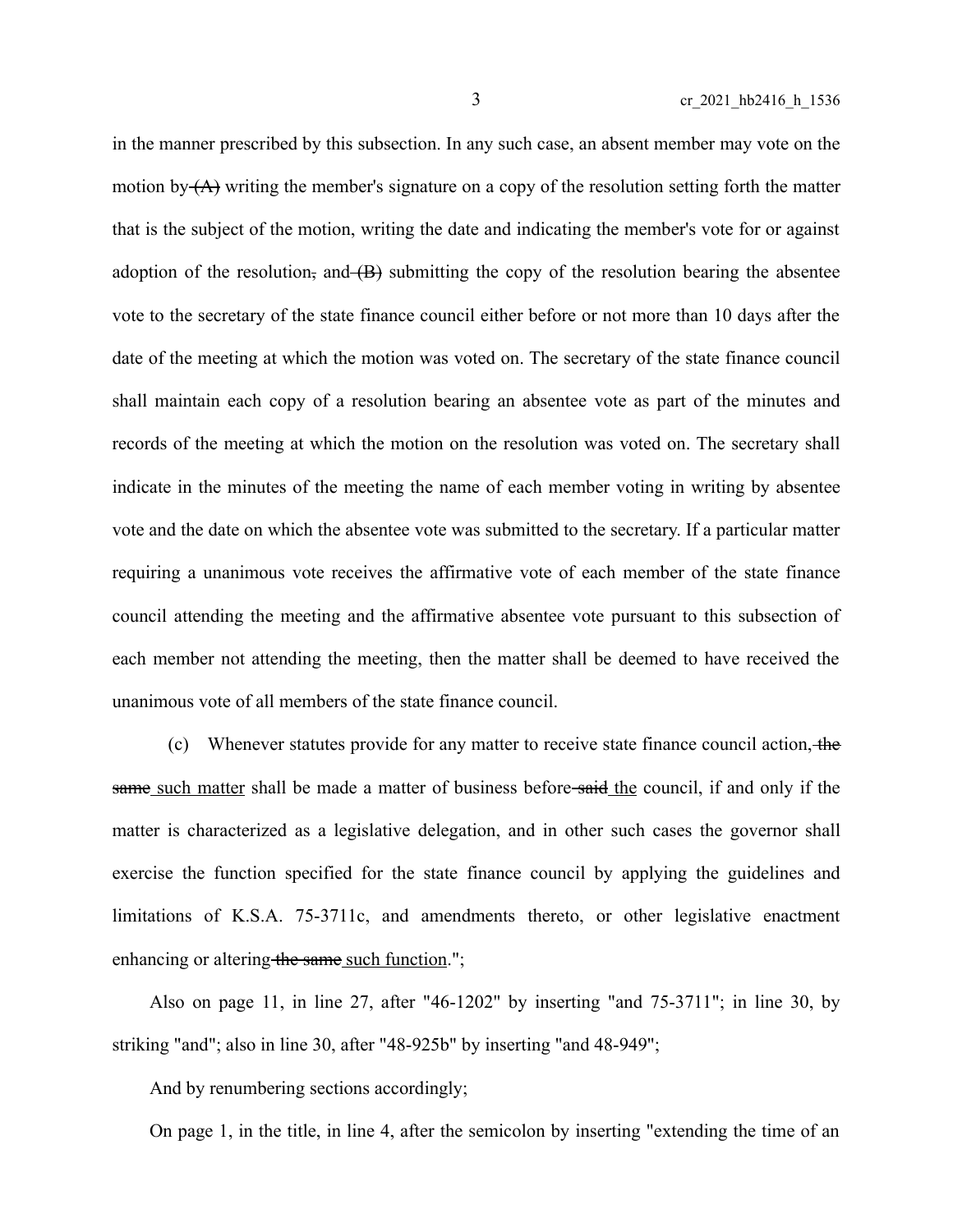in the manner prescribed by this subsection. In any such case, an absent member may vote on the motion by ~~(A)~~ writing the member's signature on a copy of the resolution setting forth the matter that is the subject of the motion, writing the date and indicating the member's vote for or against adoption of the resolution~~,~~ and ~~(B)~~ submitting the copy of the resolution bearing the absentee vote to the secretary of the state finance council either before or not more than 10 days after the date of the meeting at which the motion was voted on. The secretary of the state finance council shall maintain each copy of a resolution bearing an absentee vote as part of the minutes and records of the meeting at which the motion on the resolution was voted on. The secretary shall indicate in the minutes of the meeting the name of each member voting in writing by absentee vote and the date on which the absentee vote was submitted to the secretary. If a particular matter requiring a unanimous vote receives the affirmative vote of each member of the state finance council attending the meeting and the affirmative absentee vote pursuant to this subsection of each member not attending the meeting, then the matter shall be deemed to have received the unanimous vote of all members of the state finance council.

(c) Whenever statutes provide for any matter to receive state finance council action, ~~the same~~ <u>such matter</u> shall be made a matter of business before ~~said~~ <u>the</u> council, if and only if the matter is characterized as a legislative delegation, and in other such cases the governor shall exercise the function specified for the state finance council by applying the guidelines and limitations of K.S.A. 75-3711c, and amendments thereto, or other legislative enactment enhancing or altering ~~the same~~ <u>such function</u>.";

Also on page 11, in line 27, after "46-1202" by inserting "and 75-3711"; in line 30, by striking "and"; also in line 30, after "48-925b" by inserting "and 48-949";

And by renumbering sections accordingly;

On page 1, in the title, in line 4, after the semicolon by inserting "extending the time of an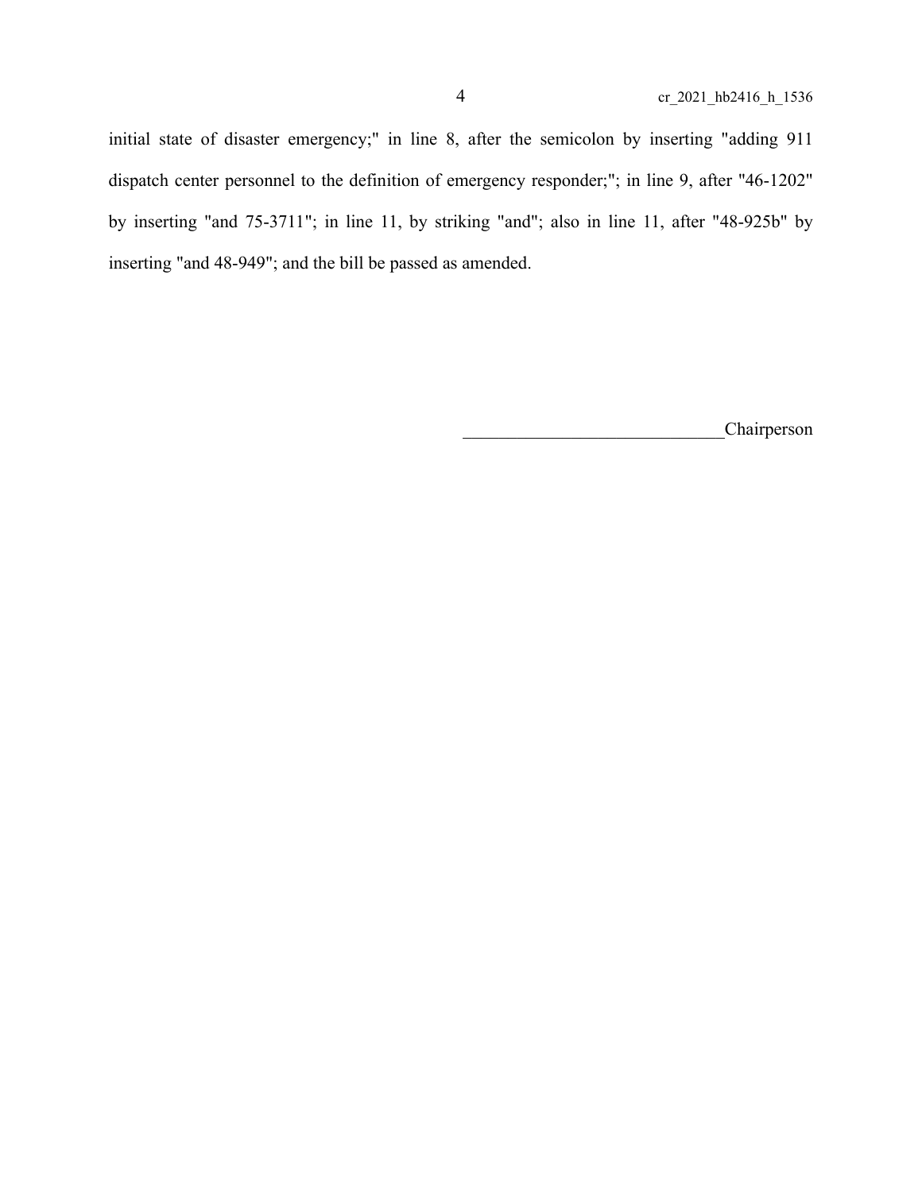initial state of disaster emergency;" in line 8, after the semicolon by inserting "adding 911 dispatch center personnel to the definition of emergency responder;"; in line 9, after "46-1202" by inserting "and 75-3711"; in line 11, by striking "and"; also in line 11, after "48-925b" by inserting "and 48-949"; and the bill be passed as amended.

_____________________________Chairperson